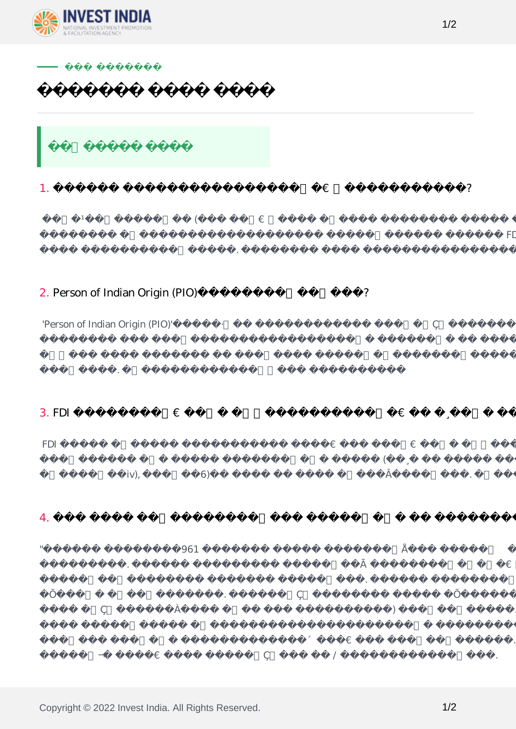







| <b>FDI</b> |             |  |                      | $\frac{1}{2}$ , $\frac{1}{2}$ , $\frac{1}{2}$ , $\frac{1}{2}$ , $\frac{1}{2}$ |  |
|------------|-------------|--|----------------------|-------------------------------------------------------------------------------|--|
|            |             |  | $($ ) / $($ ) FDI -3 |                                                                               |  |
|            | $(iv),$ (6) |  |                      |                                                                               |  |

| 4.                                                                                                                 |                                |                                      |           |                        | っ         |
|--------------------------------------------------------------------------------------------------------------------|--------------------------------|--------------------------------------|-----------|------------------------|-----------|
| $\mathsf{H}% _{\mathsf{H}}^{\text{op}}(\mathcal{M}_{0})\simeq\mathsf{H}_{\mathsf{H}}^{\text{op}}(\mathcal{M}_{0})$ | 1961<br>$\mathbf{H}_\parallel$ |                                      |           |                        |           |
| $\bullet$                                                                                                          |                                |                                      | $\bullet$ | $\bullet$              |           |
|                                                                                                                    |                                | $\bullet$<br>$\rightarrow$<br>$\,$ , | $($ $)$   | $\bullet$              | $\bullet$ |
|                                                                                                                    |                                |                                      |           | $\bullet$<br>$\bullet$ |           |

1/2